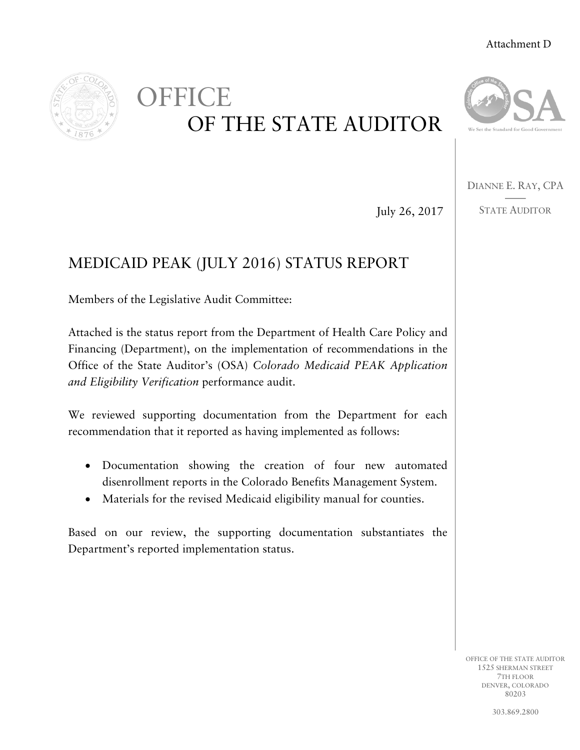Attachment D

# OFFICE OF THE STATE AUDITOR

DIANNE E. RAY, CPA

STATE AUDITOR

July 26, 2017

## MEDICAID PEAK (JULY 2016) STATUS REPORT

Members of the Legislative Audit Committee:

Attached is the status report from the Department of Health Care Policy and Financing (Department), on the implementation of recommendations in the Office of the State Auditor's (OSA) *Colorado Medicaid PEAK Application and Eligibility Verification* performance audit.

We reviewed supporting documentation from the Department for each recommendation that it reported as having implemented as follows:

- Documentation showing the creation of four new automated disenrollment reports in the Colorado Benefits Management System.
- Materials for the revised Medicaid eligibility manual for counties.

Based on our review, the supporting documentation substantiates the Department's reported implementation status.

OFFICE OF THE STATE AUDITOR
1525 SHERMAN STREET
7TH FLOOR
DENVER, COLORADO
80203

303.869.2800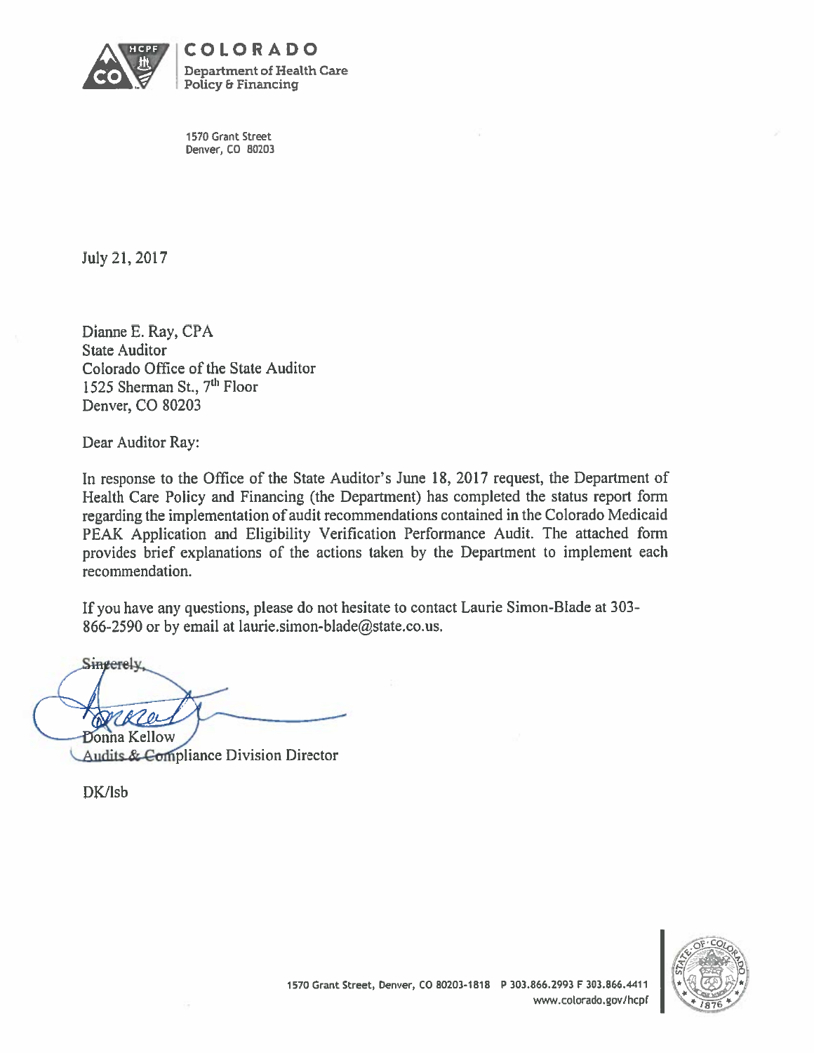**COLORADO**
Department of Health Care Policy & Financing

1570 Grant Street
Denver, CO 80203

July 21, 2017

Dianne E. Ray, CPA
State Auditor
Colorado Office of the State Auditor
1525 Sherman St., 7th Floor
Denver, CO 80203

Dear Auditor Ray:

In response to the Office of the State Auditor's June 18, 2017 request, the Department of Health Care Policy and Financing (the Department) has completed the status report form regarding the implementation of audit recommendations contained in the Colorado Medicaid PEAK Application and Eligibility Verification Performance Audit. The attached form provides brief explanations of the actions taken by the Department to implement each recommendation.

If you have any questions, please do not hesitate to contact Laurie Simon-Blade at 303-866-2590 or by email at laurie.simon-blade@state.co.us.

Sincerely,

Donna Kellow
Audits & Compliance Division Director

DK/lsb

1570 Grant Street, Denver, CO 80203-1818 P 303.866.2993 F 303.866.4411
www.colorado.gov/hcpf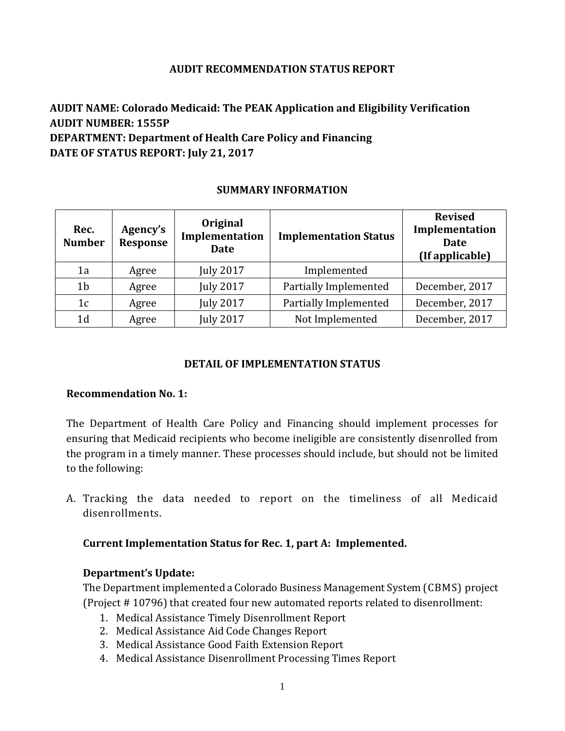**AUDIT RECOMMENDATION STATUS REPORT**

**AUDIT NAME: Colorado Medicaid: The PEAK Application and Eligibility Verification**
**AUDIT NUMBER: 1555P**
**DEPARTMENT: Department of Health Care Policy and Financing**
**DATE OF STATUS REPORT: July 21, 2017**

**SUMMARY INFORMATION**

| Rec. Number | Agency's Response | Original Implementation Date | Implementation Status | Revised Implementation Date (If applicable) |
|---|---|---|---|---|
| 1a | Agree | July 2017 | Implemented | |
| 1b | Agree | July 2017 | Partially Implemented | December, 2017 |
| 1c | Agree | July 2017 | Partially Implemented | December, 2017 |
| 1d | Agree | July 2017 | Not Implemented | December, 2017 |

**DETAIL OF IMPLEMENTATION STATUS**

**Recommendation No. 1:**

The Department of Health Care Policy and Financing should implement processes for ensuring that Medicaid recipients who become ineligible are consistently disenrolled from the program in a timely manner. These processes should include, but should not be limited to the following:

A. Tracking the data needed to report on the timeliness of all Medicaid disenrollments.

**Current Implementation Status for Rec. 1, part A: Implemented.**

**Department's Update:**
The Department implemented a Colorado Business Management System (CBMS) project (Project # 10796) that created four new automated reports related to disenrollment:

1. Medical Assistance Timely Disenrollment Report
2. Medical Assistance Aid Code Changes Report
3. Medical Assistance Good Faith Extension Report
4. Medical Assistance Disenrollment Processing Times Report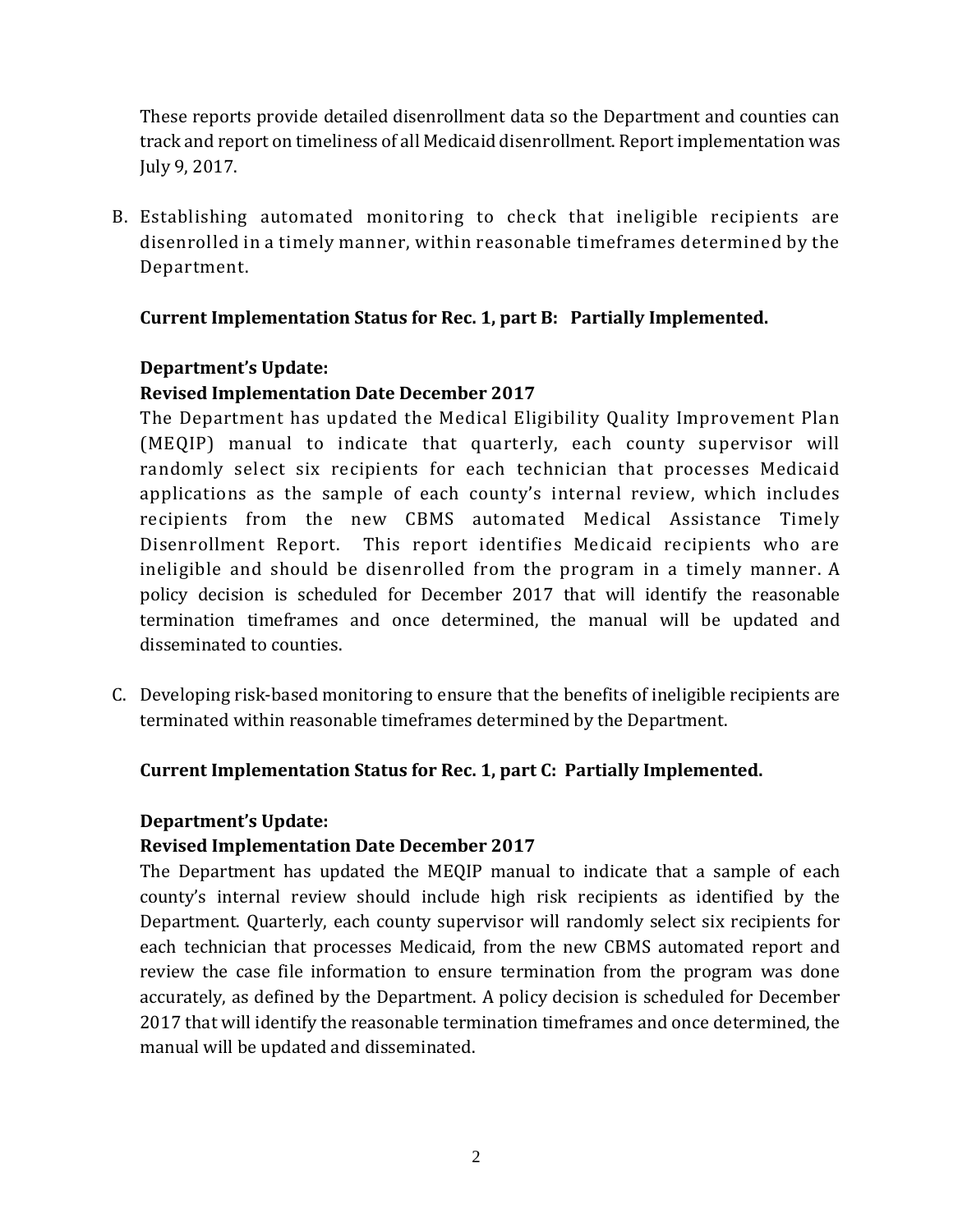These reports provide detailed disenrollment data so the Department and counties can track and report on timeliness of all Medicaid disenrollment. Report implementation was July 9, 2017.

B. Establishing automated monitoring to check that ineligible recipients are disenrolled in a timely manner, within reasonable timeframes determined by the Department.

   **Current Implementation Status for Rec. 1, part B: Partially Implemented.**

   **Department's Update:**

   **Revised Implementation Date December 2017**

   The Department has updated the Medical Eligibility Quality Improvement Plan (MEQIP) manual to indicate that quarterly, each county supervisor will randomly select six recipients for each technician that processes Medicaid applications as the sample of each county's internal review, which includes recipients from the new CBMS automated Medical Assistance Timely Disenrollment Report. This report identifies Medicaid recipients who are ineligible and should be disenrolled from the program in a timely manner. A policy decision is scheduled for December 2017 that will identify the reasonable termination timeframes and once determined, the manual will be updated and disseminated to counties.

C. Developing risk-based monitoring to ensure that the benefits of ineligible recipients are terminated within reasonable timeframes determined by the Department.

   **Current Implementation Status for Rec. 1, part C: Partially Implemented.**

   **Department's Update:**

   **Revised Implementation Date December 2017**

   The Department has updated the MEQIP manual to indicate that a sample of each county's internal review should include high risk recipients as identified by the Department. Quarterly, each county supervisor will randomly select six recipients for each technician that processes Medicaid, from the new CBMS automated report and review the case file information to ensure termination from the program was done accurately, as defined by the Department. A policy decision is scheduled for December 2017 that will identify the reasonable termination timeframes and once determined, the manual will be updated and disseminated.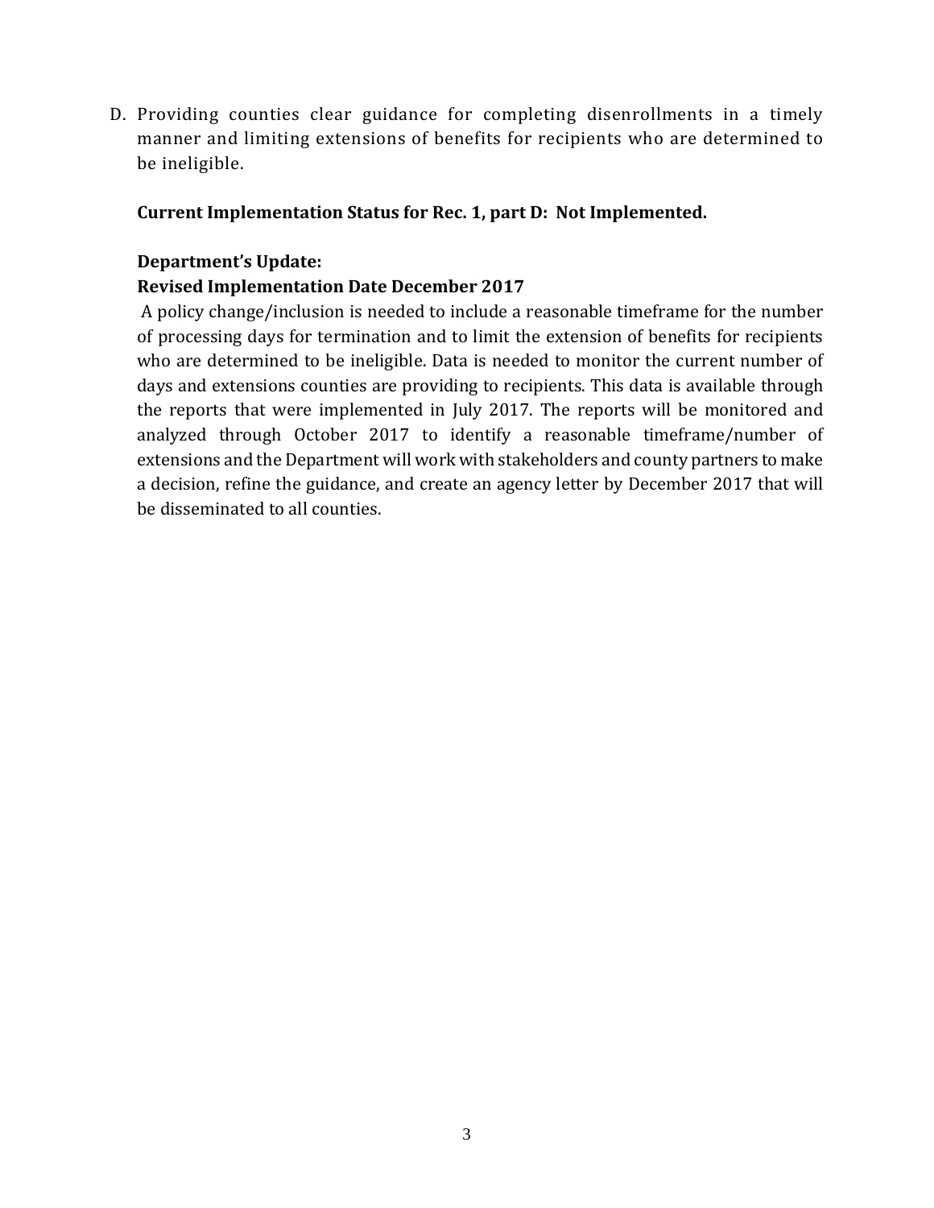D. Providing counties clear guidance for completing disenrollments in a timely manner and limiting extensions of benefits for recipients who are determined to be ineligible.

**Current Implementation Status for Rec. 1, part D: Not Implemented.**

**Department's Update:**

**Revised Implementation Date December 2017**

A policy change/inclusion is needed to include a reasonable timeframe for the number of processing days for termination and to limit the extension of benefits for recipients who are determined to be ineligible. Data is needed to monitor the current number of days and extensions counties are providing to recipients. This data is available through the reports that were implemented in July 2017. The reports will be monitored and analyzed through October 2017 to identify a reasonable timeframe/number of extensions and the Department will work with stakeholders and county partners to make a decision, refine the guidance, and create an agency letter by December 2017 that will be disseminated to all counties.